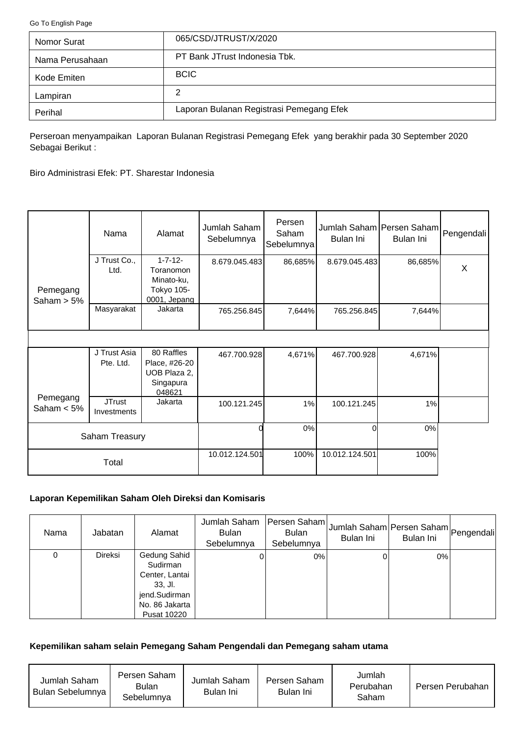Go To English Page

| | |
|---|---|
| Nomor Surat | 065/CSD/JTRUST/X/2020 |
| Nama Perusahaan | PT Bank JTrust Indonesia Tbk. |
| Kode Emiten | BCIC |
| Lampiran | 2 |
| Perihal | Laporan Bulanan Registrasi Pemegang Efek |

Perseroan menyampaikan Laporan Bulanan Registrasi Pemegang Efek yang berakhir pada 30 September 2020 Sebagai Berikut :

Biro Administrasi Efek: PT. Sharestar Indonesia

| | Nama | Alamat | Jumlah Saham Sebelumnya | Persen Saham Sebelumnya | Jumlah Saham Bulan Ini | Persen Saham Bulan Ini | Pengendali |
|---|---|---|---|---|---|---|---|
| Pemegang Saham > 5% | J Trust Co., Ltd. | 1-7-12-Toranomon Minato-ku, Tokyo 105-0001, Jepang | 8.679.045.483 | 86,685% | 8.679.045.483 | 86,685% | X |
| | Masyarakat | Jakarta | 765.256.845 | 7,644% | 765.256.845 | 7,644% | |
| Pemegang Saham < 5% | J Trust Asia Pte. Ltd. | 80 Raffles Place, #26-20 UOB Plaza 2, Singapura 048621 | 467.700.928 | 4,671% | 467.700.928 | 4,671% | |
| | JTrust Investments | Jakarta | 100.121.245 | 1% | 100.121.245 | 1% | |
| Saham Treasury | | | 0 | 0% | 0 | 0% | |
| Total | | | 10.012.124.501 | 100% | 10.012.124.501 | 100% | |

**Laporan Kepemilikan Saham Oleh Direksi dan Komisaris**

| Nama | Jabatan | Alamat | Jumlah Saham Bulan Sebelumnya | Persen Saham Bulan Sebelumnya | Jumlah Saham Bulan Ini | Persen Saham Bulan Ini | Pengendali |
|---|---|---|---|---|---|---|---|
| 0 | Direksi | Gedung Sahid Sudirman Center, Lantai 33, Jl. jend.Sudirman No. 86 Jakarta Pusat 10220 | 0 | 0% | 0 | 0% | |

**Kepemilikan saham selain Pemegang Saham Pengendali dan Pemegang saham utama**

| Jumlah Saham Bulan Sebelumnya | Persen Saham Bulan Sebelumnya | Jumlah Saham Bulan Ini | Persen Saham Bulan Ini | Jumlah Perubahan Saham | Persen Perubahan |
|---|---|---|---|---|---|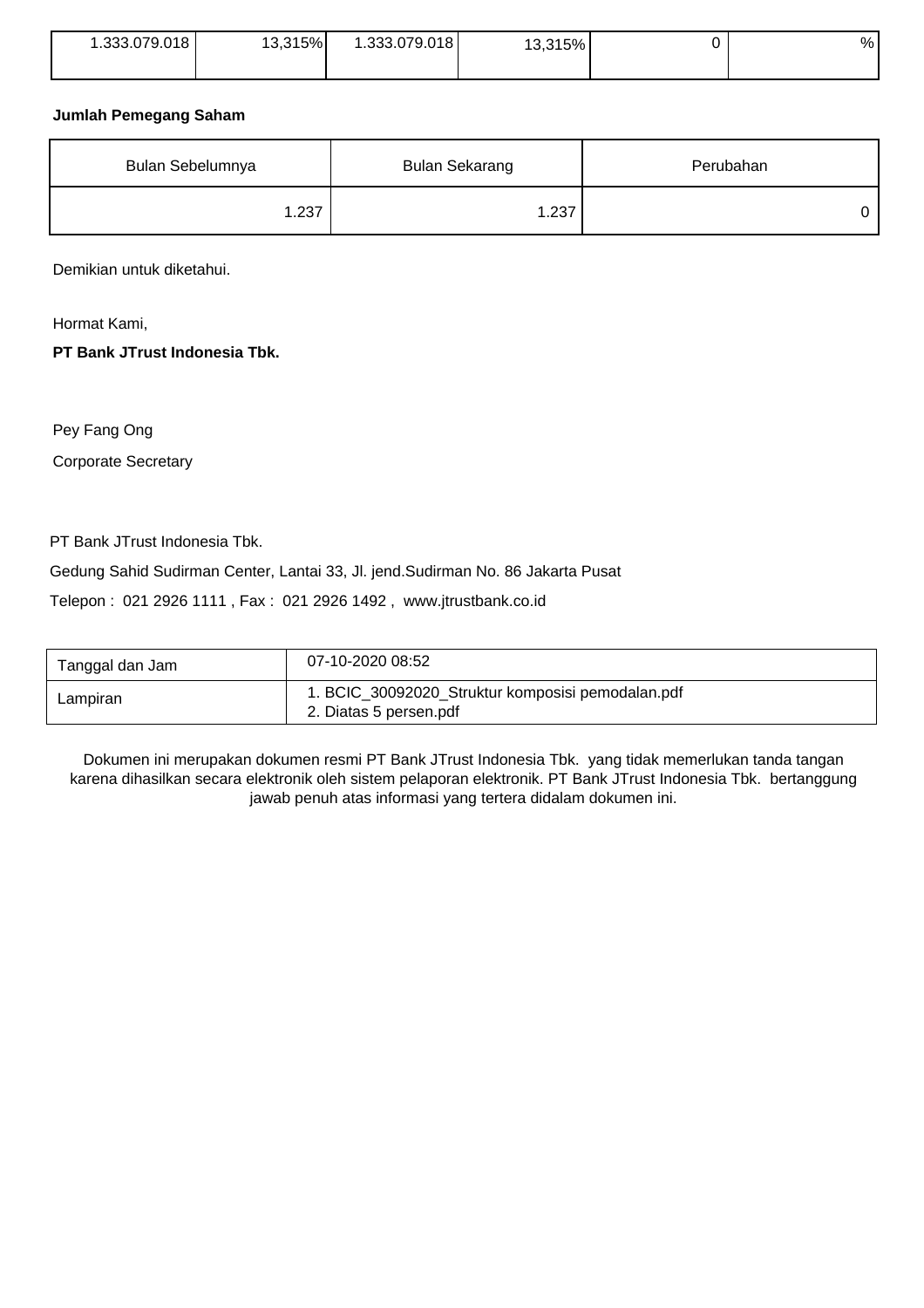| | | | | | |
|---|---|---|---|---|---|
| 1.333.079.018 | 13,315% | 1.333.079.018 | 13,315% | 0 | % |

**Jumlah Pemegang Saham**

| Bulan Sebelumnya | Bulan Sekarang | Perubahan |
|---|---|---|
| 1.237 | 1.237 | 0 |

Demikian untuk diketahui.

Hormat Kami,

**PT Bank JTrust Indonesia Tbk.**

Pey Fang Ong

Corporate Secretary

PT Bank JTrust Indonesia Tbk.

Gedung Sahid Sudirman Center, Lantai 33, Jl. jend.Sudirman No. 86 Jakarta Pusat

Telepon : 021 2926 1111 , Fax : 021 2926 1492 , www.jtrustbank.co.id

| | |
|---|---|
| Tanggal dan Jam | 07-10-2020 08:52 |
| Lampiran | 1. BCIC_30092020_Struktur komposisi pemodalan.pdf<br>2. Diatas 5 persen.pdf |

Dokumen ini merupakan dokumen resmi PT Bank JTrust Indonesia Tbk. yang tidak memerlukan tanda tangan karena dihasilkan secara elektronik oleh sistem pelaporan elektronik. PT Bank JTrust Indonesia Tbk. bertanggung jawab penuh atas informasi yang tertera didalam dokumen ini.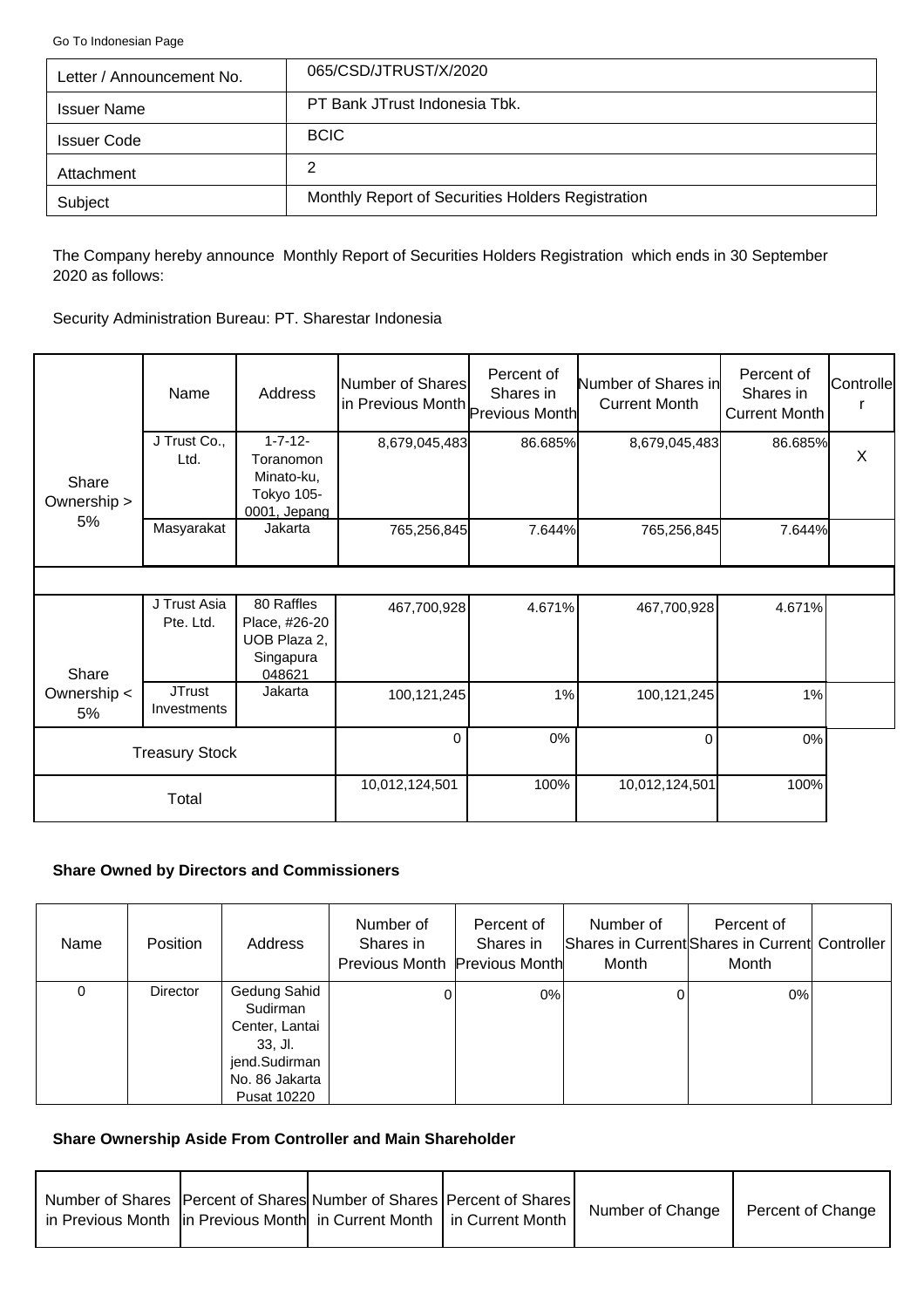Go To Indonesian Page

| Letter / Announcement No. | 065/CSD/JTRUST/X/2020 |
|---|---|
| Issuer Name | PT Bank JTrust Indonesia Tbk. |
| Issuer Code | BCIC |
| Attachment | 2 |
| Subject | Monthly Report of Securities Holders Registration |

The Company hereby announce Monthly Report of Securities Holders Registration which ends in 30 September 2020 as follows:

Security Administration Bureau: PT. Sharestar Indonesia

| | Name | Address | Number of Shares in Previous Month | Percent of Shares in Previous Month | Number of Shares in Current Month | Percent of Shares in Current Month | Controller |
|---|---|---|---|---|---|---|---|
| Share Ownership > 5% | J Trust Co., Ltd. | 1-7-12- Toranomon Minato-ku, Tokyo 105-0001, Jepang | 8,679,045,483 | 86.685% | 8,679,045,483 | 86.685% | X |
| | Masyarakat | Jakarta | 765,256,845 | 7.644% | 765,256,845 | 7.644% | |
| | | | | | | | |
| Share Ownership < 5% | J Trust Asia Pte. Ltd. | 80 Raffles Place, #26-20 UOB Plaza 2, Singapura 048621 | 467,700,928 | 4.671% | 467,700,928 | 4.671% | |
| | JTrust Investments | Jakarta | 100,121,245 | 1% | 100,121,245 | 1% | |
| Treasury Stock | | | 0 | 0% | 0 | 0% | |
| Total | | | 10,012,124,501 | 100% | 10,012,124,501 | 100% | |

**Share Owned by Directors and Commissioners**

| Name | Position | Address | Number of Shares in Previous Month | Percent of Shares in Previous Month | Number of Shares in Current Month | Percent of Shares in Current Month | Controller |
|---|---|---|---|---|---|---|---|
| 0 | Director | Gedung Sahid Sudirman Center, Lantai 33, Jl. jend.Sudirman No. 86 Jakarta Pusat 10220 | 0 | 0% | 0 | 0% | |

**Share Ownership Aside From Controller and Main Shareholder**

| Number of Shares in Previous Month | Percent of Shares in Previous Month | Number of Shares in Current Month | Percent of Shares in Current Month | Number of Change | Percent of Change |
|---|---|---|---|---|---|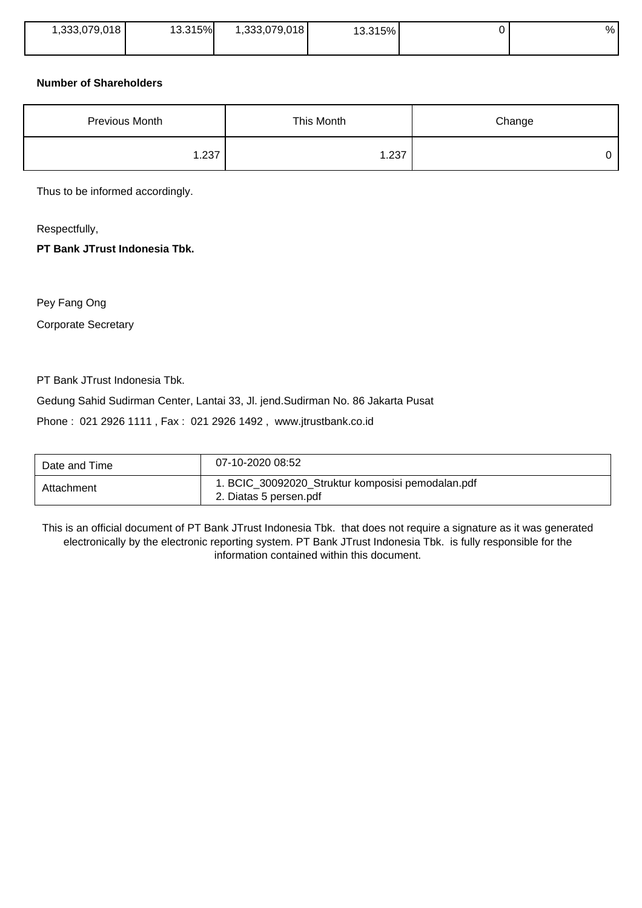| | | | | | |
|---|---|---|---|---|---|
| 1,333,079,018 | 13.315% | 1,333,079,018 | 13.315% | 0 | % |

**Number of Shareholders**

| Previous Month | This Month | Change |
|---|---|---|
| 1.237 | 1.237 | 0 |

Thus to be informed accordingly.

Respectfully,

**PT Bank JTrust Indonesia Tbk.**

Pey Fang Ong

Corporate Secretary

PT Bank JTrust Indonesia Tbk.

Gedung Sahid Sudirman Center, Lantai 33, Jl. jend.Sudirman No. 86 Jakarta Pusat

Phone : 021 2926 1111 , Fax : 021 2926 1492 , www.jtrustbank.co.id

| | |
|---|---|
| Date and Time | 07-10-2020 08:52 |
| Attachment | 1. BCIC_30092020_Struktur komposisi pemodalan.pdf<br>2. Diatas 5 persen.pdf |

This is an official document of PT Bank JTrust Indonesia Tbk. that does not require a signature as it was generated electronically by the electronic reporting system. PT Bank JTrust Indonesia Tbk. is fully responsible for the information contained within this document.